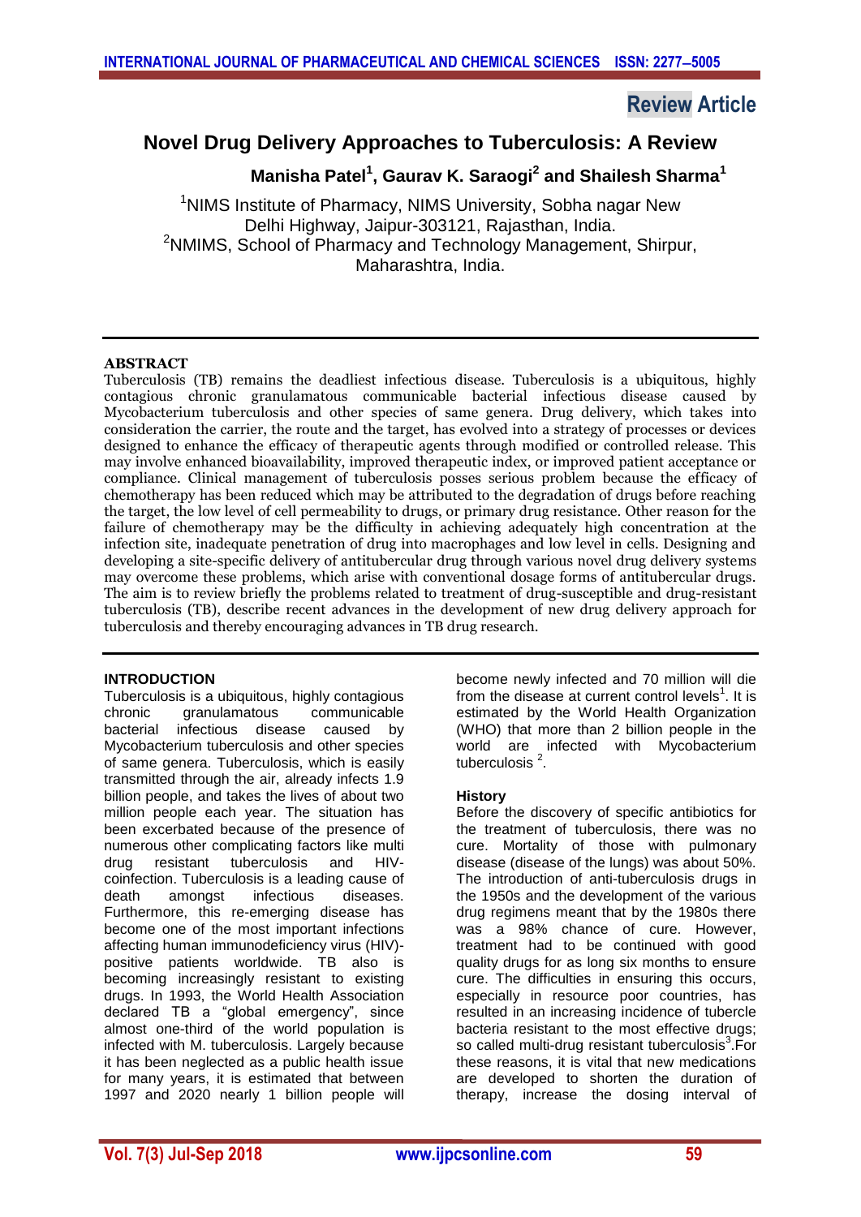Review Article

# Novel Drug Delivery Approaches to Tuberculosis: A Review

**Manisha Patel[1], Gaurav K. Saraogi[2] and Shailesh Sharma[1]**

[1]NIMS Institute of Pharmacy, NIMS University, Sobha nagar New Delhi Highway, Jaipur-303121, Rajasthan, India.
[2]NMIMS, School of Pharmacy and Technology Management, Shirpur, Maharashtra, India.

## ABSTRACT

Tuberculosis (TB) remains the deadliest infectious disease. Tuberculosis is a ubiquitous, highly contagious chronic granulamatous communicable bacterial infectious disease caused by Mycobacterium tuberculosis and other species of same genera. Drug delivery, which takes into consideration the carrier, the route and the target, has evolved into a strategy of processes or devices designed to enhance the efficacy of therapeutic agents through modified or controlled release. This may involve enhanced bioavailability, improved therapeutic index, or improved patient acceptance or compliance. Clinical management of tuberculosis posses serious problem because the efficacy of chemotherapy has been reduced which may be attributed to the degradation of drugs before reaching the target, the low level of cell permeability to drugs, or primary drug resistance. Other reason for the failure of chemotherapy may be the difficulty in achieving adequately high concentration at the infection site, inadequate penetration of drug into macrophages and low level in cells. Designing and developing a site-specific delivery of antitubercular drug through various novel drug delivery systems may overcome these problems, which arise with conventional dosage forms of antitubercular drugs. The aim is to review briefly the problems related to treatment of drug-susceptible and drug-resistant tuberculosis (TB), describe recent advances in the development of new drug delivery approach for tuberculosis and thereby encouraging advances in TB drug research.

## INTRODUCTION

Tuberculosis is a ubiquitous, highly contagious chronic granulamatous communicable bacterial infectious disease caused by Mycobacterium tuberculosis and other species of same genera. Tuberculosis, which is easily transmitted through the air, already infects 1.9 billion people, and takes the lives of about two million people each year. The situation has been excerbated because of the presence of numerous other complicating factors like multi drug resistant tuberculosis and HIV-coinfection. Tuberculosis is a leading cause of death amongst infectious diseases. Furthermore, this re-emerging disease has become one of the most important infections affecting human immunodeficiency virus (HIV)-positive patients worldwide. TB also is becoming increasingly resistant to existing drugs. In 1993, the World Health Association declared TB a "global emergency", since almost one-third of the world population is infected with M. tuberculosis. Largely because it has been neglected as a public health issue for many years, it is estimated that between 1997 and 2020 nearly 1 billion people will become newly infected and 70 million will die from the disease at current control levels[1]. It is estimated by the World Health Organization (WHO) that more than 2 billion people in the world are infected with Mycobacterium tuberculosis [2].

### History

Before the discovery of specific antibiotics for the treatment of tuberculosis, there was no cure. Mortality of those with pulmonary disease (disease of the lungs) was about 50%. The introduction of anti-tuberculosis drugs in the 1950s and the development of the various drug regimens meant that by the 1980s there was a 98% chance of cure. However, treatment had to be continued with good quality drugs for as long six months to ensure cure. The difficulties in ensuring this occurs, especially in resource poor countries, has resulted in an increasing incidence of tubercle bacteria resistant to the most effective drugs; so called multi-drug resistant tuberculosis[3].For these reasons, it is vital that new medications are developed to shorten the duration of therapy, increase the dosing interval of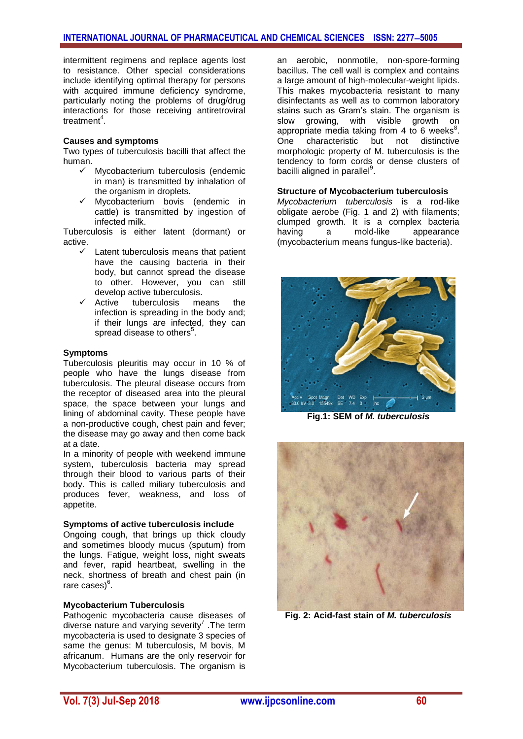intermittent regimens and replace agents lost to resistance. Other special considerations include identifying optimal therapy for persons with acquired immune deficiency syndrome, particularly noting the problems of drug/drug interactions for those receiving antiretroviral treatment[4].

**Causes and symptoms**

Two types of tuberculosis bacilli that affect the human.

- ✓ Mycobacterium tuberculosis (endemic in man) is transmitted by inhalation of the organism in droplets.
- ✓ Mycobacterium bovis (endemic in cattle) is transmitted by ingestion of infected milk.

Tuberculosis is either latent (dormant) or active.

- ✓ Latent tuberculosis means that patient have the causing bacteria in their body, but cannot spread the disease to other. However, you can still develop active tuberculosis.
- ✓ Active tuberculosis means the infection is spreading in the body and; if their lungs are infected, they can spread disease to others[5].

**Symptoms**

Tuberculosis pleuritis may occur in 10 % of people who have the lungs disease from tuberculosis. The pleural disease occurs from the receptor of diseased area into the pleural space, the space between your lungs and lining of abdominal cavity. These people have a non-productive cough, chest pain and fever; the disease may go away and then come back at a date.

In a minority of people with weekend immune system, tuberculosis bacteria may spread through their blood to various parts of their body. This is called miliary tuberculosis and produces fever, weakness, and loss of appetite.

**Symptoms of active tuberculosis include**

Ongoing cough, that brings up thick cloudy and sometimes bloody mucus (sputum) from the lungs. Fatigue, weight loss, night sweats and fever, rapid heartbeat, swelling in the neck, shortness of breath and chest pain (in rare cases)[6].

**Mycobacterium Tuberculosis**

Pathogenic mycobacteria cause diseases of diverse nature and varying severity[7] .The term mycobacteria is used to designate 3 species of same the genus: M tuberculosis, M bovis, M africanum. Humans are the only reservoir for Mycobacterium tuberculosis. The organism is an aerobic, nonmotile, non-spore-forming bacillus. The cell wall is complex and contains a large amount of high-molecular-weight lipids. This makes mycobacteria resistant to many disinfectants as well as to common laboratory stains such as Gram's stain. The organism is slow growing, with visible growth on appropriate media taking from 4 to 6 weeks[8]. One characteristic but not distinctive morphologic property of M. tuberculosis is the tendency to form cords or dense clusters of bacilli aligned in parallel[9].

**Structure of Mycobacterium tuberculosis**

*Mycobacterium tuberculosis* is a rod-like obligate aerobe (Fig. 1 and 2) with filaments; clumped growth. It is a complex bacteria having a mold-like appearance (mycobacterium means fungus-like bacteria).

**Fig.1: SEM of *M. tuberculosis***

**Fig. 2: Acid-fast stain of *M. tuberculosis***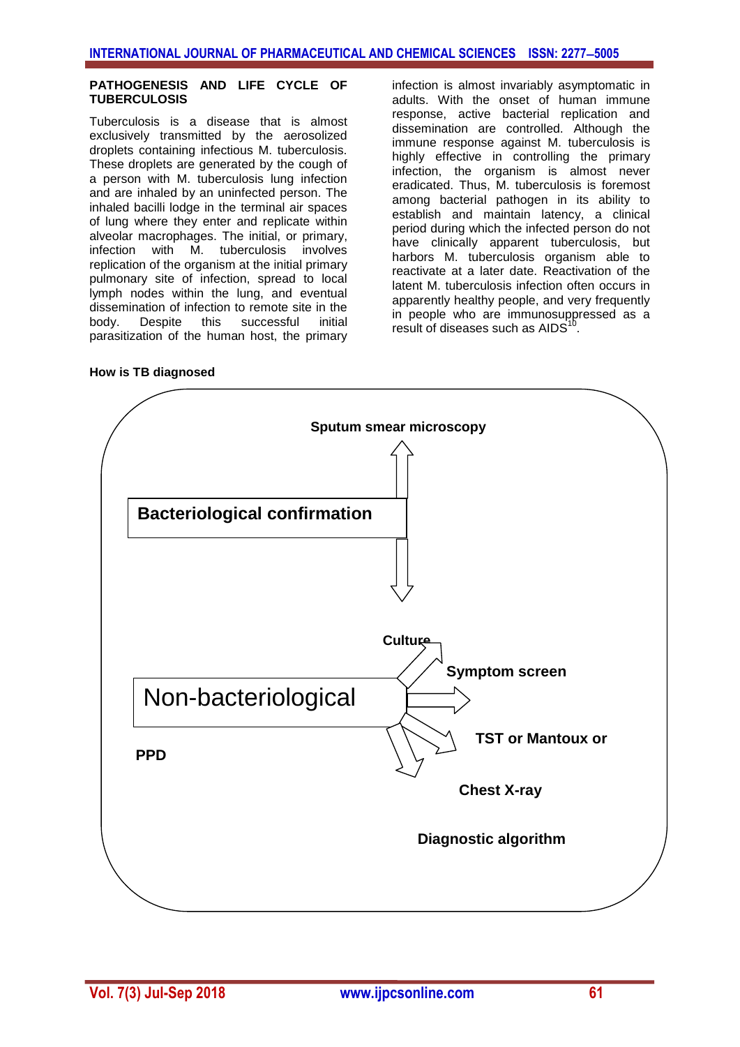## PATHOGENESIS AND LIFE CYCLE OF TUBERCULOSIS

Tuberculosis is a disease that is almost exclusively transmitted by the aerosolized droplets containing infectious M. tuberculosis. These droplets are generated by the cough of a person with M. tuberculosis lung infection and are inhaled by an uninfected person. The inhaled bacilli lodge in the terminal air spaces of lung where they enter and replicate within alveolar macrophages. The initial, or primary, infection with M. tuberculosis involves replication of the organism at the initial primary pulmonary site of infection, spread to local lymph nodes within the lung, and eventual dissemination of infection to remote site in the body. Despite this successful initial parasitization of the human host, the primary infection is almost invariably asymptomatic in adults. With the onset of human immune response, active bacterial replication and dissemination are controlled. Although the immune response against M. tuberculosis is highly effective in controlling the primary infection, the organism is almost never eradicated. Thus, M. tuberculosis is foremost among bacterial pathogen in its ability to establish and maintain latency, a clinical period during which the infected person do not have clinically apparent tuberculosis, but harbors M. tuberculosis organism able to reactivate at a later date. Reactivation of the latent M. tuberculosis infection often occurs in apparently healthy people, and very frequently in people who are immunosuppressed as a result of diseases such as AIDS[10].

**How is TB diagnosed**

**Sputum smear microscopy**

**Bacteriological confirmation**

**Culture**

Non-bacteriological

**Symptom screen**

**TST or Mantoux or PPD**

**Chest X-ray**

**Diagnostic algorithm**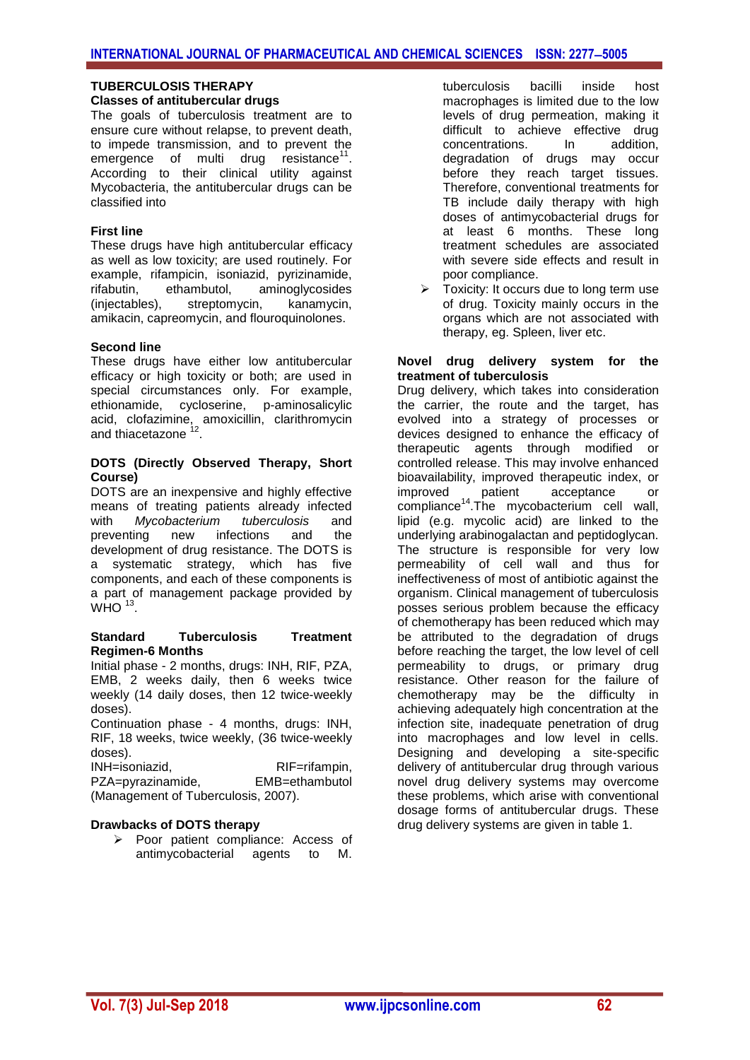## TUBERCULOSIS THERAPY

### Classes of antitubercular drugs

The goals of tuberculosis treatment are to ensure cure without relapse, to prevent death, to impede transmission, and to prevent the emergence of multi drug resistance[11]. According to their clinical utility against Mycobacteria, the antitubercular drugs can be classified into

**First line**

These drugs have high antitubercular efficacy as well as low toxicity; are used routinely. For example, rifampicin, isoniazid, pyrizinamide, rifabutin, ethambutol, aminoglycosides (injectables), streptomycin, kanamycin, amikacin, capreomycin, and flouroquinolones.

**Second line**

These drugs have either low antitubercular efficacy or high toxicity or both; are used in special circumstances only. For example, ethionamide, cycloserine, p-aminosalicylic acid, clofazimine, amoxicillin, clarithromycin and thiacetazone [12].

**DOTS (Directly Observed Therapy, Short Course)**

DOTS are an inexpensive and highly effective means of treating patients already infected with *Mycobacterium tuberculosis* and preventing new infections and the development of drug resistance. The DOTS is a systematic strategy, which has five components, and each of these components is a part of management package provided by WHO [13].

**Standard Tuberculosis Treatment Regimen-6 Months**

Initial phase - 2 months, drugs: INH, RIF, PZA, EMB, 2 weeks daily, then 6 weeks twice weekly (14 daily doses, then 12 twice-weekly doses).

Continuation phase - 4 months, drugs: INH, RIF, 18 weeks, twice weekly, (36 twice-weekly doses).

INH=isoniazid, RIF=rifampin, PZA=pyrazinamide, EMB=ethambutol (Management of Tuberculosis, 2007).

**Drawbacks of DOTS therapy**

- Poor patient compliance: Access of antimycobacterial agents to M. tuberculosis bacilli inside host macrophages is limited due to the low levels of drug permeation, making it difficult to achieve effective drug concentrations. In addition, degradation of drugs may occur before they reach target tissues. Therefore, conventional treatments for TB include daily therapy with high doses of antimycobacterial drugs for at least 6 months. These long treatment schedules are associated with severe side effects and result in poor compliance.
- Toxicity: It occurs due to long term use of drug. Toxicity mainly occurs in the organs which are not associated with therapy, eg. Spleen, liver etc.

**Novel drug delivery system for the treatment of tuberculosis**

Drug delivery, which takes into consideration the carrier, the route and the target, has evolved into a strategy of processes or devices designed to enhance the efficacy of therapeutic agents through modified or controlled release. This may involve enhanced bioavailability, improved therapeutic index, or improved patient acceptance or compliance[14].The mycobacterium cell wall, lipid (e.g. mycolic acid) are linked to the underlying arabinogalactan and peptidoglycan. The structure is responsible for very low permeability of cell wall and thus for ineffectiveness of most of antibiotic against the organism. Clinical management of tuberculosis posses serious problem because the efficacy of chemotherapy has been reduced which may be attributed to the degradation of drugs before reaching the target, the low level of cell permeability to drugs, or primary drug resistance. Other reason for the failure of chemotherapy may be the difficulty in achieving adequately high concentration at the infection site, inadequate penetration of drug into macrophages and low level in cells. Designing and developing a site-specific delivery of antitubercular drug through various novel drug delivery systems may overcome these problems, which arise with conventional dosage forms of antitubercular drugs. These drug delivery systems are given in table 1.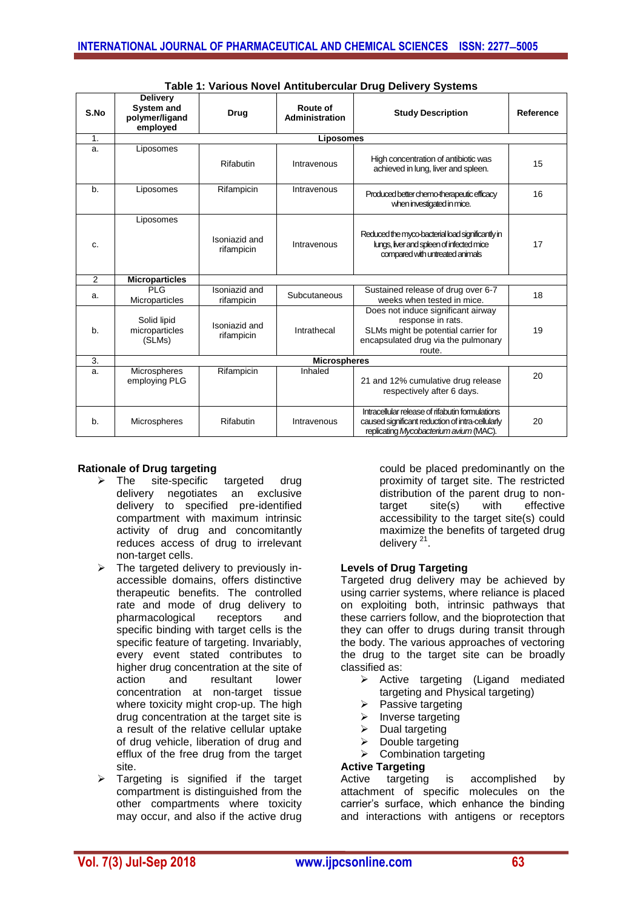**Table 1: Various Novel Antitubercular Drug Delivery Systems**

| S.No | Delivery System and polymer/ligand employed | Drug | Route of Administration | Study Description | Reference |
|---|---|---|---|---|---|
| 1. | **Liposomes** | | | | |
| a. | Liposomes | Rifabutin | Intravenous | High concentration of antibiotic was achieved in lung, liver and spleen. | 15 |
| b. | Liposomes | Rifampicin | Intravenous | Produced better chemo-therapeutic efficacy when investigated in mice. | 16 |
| c. | Liposomes | Isoniazid and rifampicin | Intravenous | Reduced the myco-bacterial load significantly in lungs, liver and spleen of infected mice compared with untreated animals | 17 |
| 2 | **Microparticles** | | | | |
| a. | PLG Microparticles | Isoniazid and rifampicin | Subcutaneous | Sustained release of drug over 6-7 weeks when tested in mice. | 18 |
| b. | Solid lipid microparticles (SLMs) | Isoniazid and rifampicin | Intrathecal | Does not induce significant airway response in rats. SLMs might be potential carrier for encapsulated drug via the pulmonary route. | 19 |
| 3. | **Microspheres** | | | | |
| a. | Microspheres employing PLG | Rifampicin | Inhaled | 21 and 12% cumulative drug release respectively after 6 days. | 20 |
| b. | Microspheres | Rifabutin | Intravenous | Intracellular release of rifabutin formulations caused significant reduction of intra-cellularly replicating *Mycobacterium avium* (MAC). | 20 |

**Rationale of Drug targeting**

- The site-specific targeted drug delivery negotiates an exclusive delivery to specified pre-identified compartment with maximum intrinsic activity of drug and concomitantly reduces access of drug to irrelevant non-target cells.
- The targeted delivery to previously in-accessible domains, offers distinctive therapeutic benefits. The controlled rate and mode of drug delivery to pharmacological receptors and specific binding with target cells is the specific feature of targeting. Invariably, every event stated contributes to higher drug concentration at the site of action and resultant lower concentration at non-target tissue where toxicity might crop-up. The high drug concentration at the target site is a result of the relative cellular uptake of drug vehicle, liberation of drug and efflux of the free drug from the target site.
- Targeting is signified if the target compartment is distinguished from the other compartments where toxicity may occur, and also if the active drug could be placed predominantly on the proximity of target site. The restricted distribution of the parent drug to non-target site(s) with effective accessibility to the target site(s) could maximize the benefits of targeted drug delivery [21].

**Levels of Drug Targeting**

Targeted drug delivery may be achieved by using carrier systems, where reliance is placed on exploiting both, intrinsic pathways that these carriers follow, and the bioprotection that they can offer to drugs during transit through the body. The various approaches of vectoring the drug to the target site can be broadly classified as:

- Active targeting (Ligand mediated targeting and Physical targeting)
- Passive targeting
- Inverse targeting
- Dual targeting
- Double targeting
- Combination targeting

**Active Targeting**

Active targeting is accomplished by attachment of specific molecules on the carrier's surface, which enhance the binding and interactions with antigens or receptors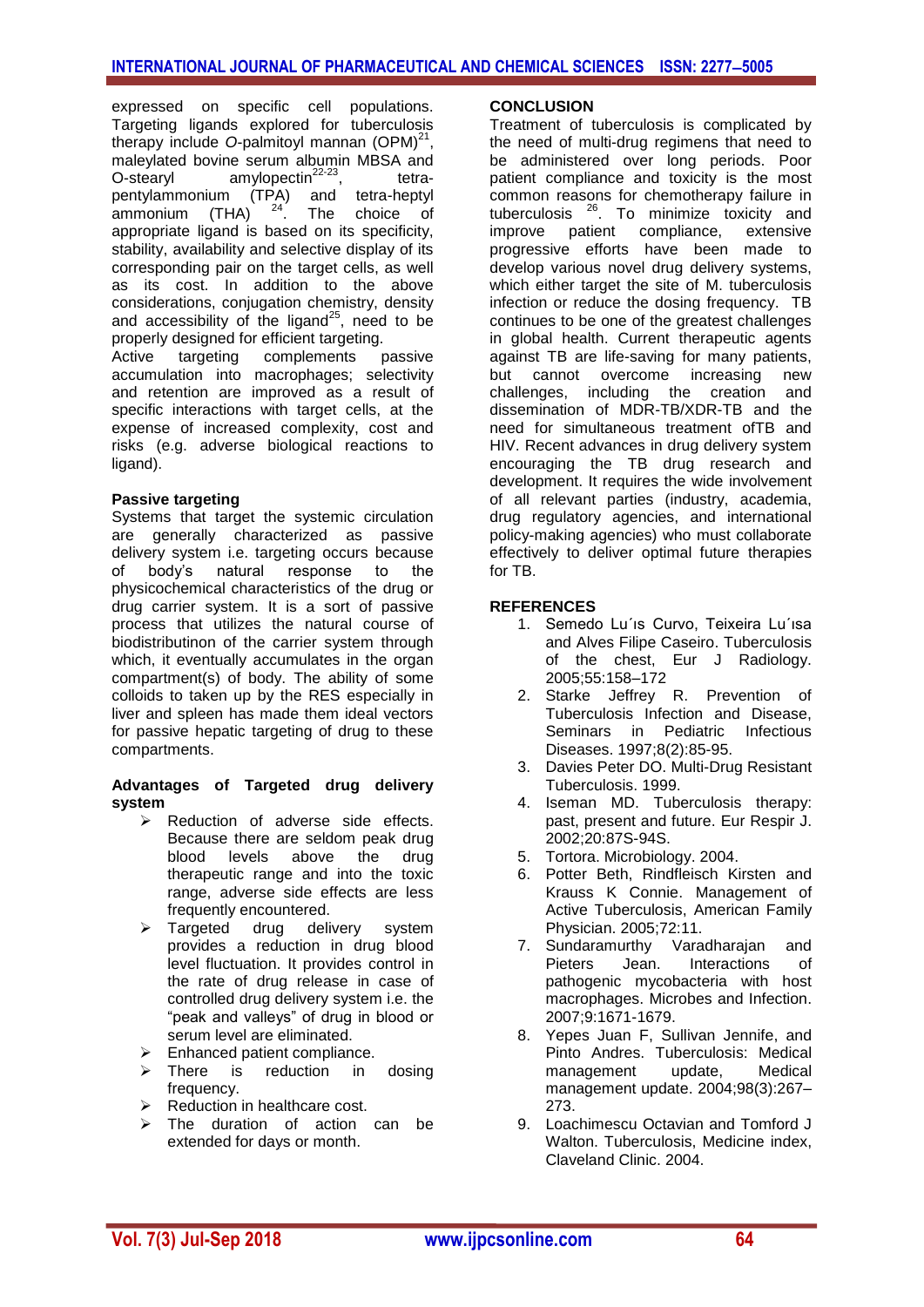expressed on specific cell populations. Targeting ligands explored for tuberculosis therapy include *O*-palmitoyl mannan (OPM)[21], maleylated bovine serum albumin MBSA and O-stearyl amylopectin[22-23], tetra-pentylammonium (TPA) and tetra-heptyl ammonium (THA) [24]. The choice of appropriate ligand is based on its specificity, stability, availability and selective display of its corresponding pair on the target cells, as well as its cost. In addition to the above considerations, conjugation chemistry, density and accessibility of the ligand[25], need to be properly designed for efficient targeting.

Active targeting complements passive accumulation into macrophages; selectivity and retention are improved as a result of specific interactions with target cells, at the expense of increased complexity, cost and risks (e.g. adverse biological reactions to ligand).

**Passive targeting**

Systems that target the systemic circulation are generally characterized as passive delivery system i.e. targeting occurs because of body's natural response to the physicochemical characteristics of the drug or drug carrier system. It is a sort of passive process that utilizes the natural course of biodistributinon of the carrier system through which, it eventually accumulates in the organ compartment(s) of body. The ability of some colloids to taken up by the RES especially in liver and spleen has made them ideal vectors for passive hepatic targeting of drug to these compartments.

**Advantages of Targeted drug delivery system**

- Reduction of adverse side effects. Because there are seldom peak drug blood levels above the drug therapeutic range and into the toxic range, adverse side effects are less frequently encountered.
- Targeted drug delivery system provides a reduction in drug blood level fluctuation. It provides control in the rate of drug release in case of controlled drug delivery system i.e. the "peak and valleys" of drug in blood or serum level are eliminated.
- Enhanced patient compliance.
- There is reduction in dosing frequency.
- Reduction in healthcare cost.
- The duration of action can be extended for days or month.

**CONCLUSION**

Treatment of tuberculosis is complicated by the need of multi-drug regimens that need to be administered over long periods. Poor patient compliance and toxicity is the most common reasons for chemotherapy failure in tuberculosis [26]. To minimize toxicity and improve patient compliance, extensive progressive efforts have been made to develop various novel drug delivery systems, which either target the site of M. tuberculosis infection or reduce the dosing frequency. TB continues to be one of the greatest challenges in global health. Current therapeutic agents against TB are life-saving for many patients, but cannot overcome increasing new challenges, including the creation and dissemination of MDR-TB/XDR-TB and the need for simultaneous treatment ofTB and HIV. Recent advances in drug delivery system encouraging the TB drug research and development. It requires the wide involvement of all relevant parties (industry, academia, drug regulatory agencies, and international policy-making agencies) who must collaborate effectively to deliver optimal future therapies for TB.

**REFERENCES**

1. Semedo Lu´ıs Curvo, Teixeira Lu´ısa and Alves Filipe Caseiro. Tuberculosis of the chest, Eur J Radiology. 2005;55:158–172
2. Starke Jeffrey R. Prevention of Tuberculosis Infection and Disease, Seminars in Pediatric Infectious Diseases. 1997;8(2):85-95.
3. Davies Peter DO. Multi-Drug Resistant Tuberculosis. 1999.
4. Iseman MD. Tuberculosis therapy: past, present and future. Eur Respir J. 2002;20:87S-94S.
5. Tortora. Microbiology. 2004.
6. Potter Beth, Rindfleisch Kirsten and Krauss K Connie. Management of Active Tuberculosis, American Family Physician. 2005;72:11.
7. Sundaramurthy Varadharajan and Pieters Jean. Interactions of pathogenic mycobacteria with host macrophages. Microbes and Infection. 2007;9:1671-1679.
8. Yepes Juan F, Sullivan Jennife, and Pinto Andres. Tuberculosis: Medical management update, Medical management update. 2004;98(3):267–273.
9. Loachimescu Octavian and Tomford J Walton. Tuberculosis, Medicine index, Claveland Clinic. 2004.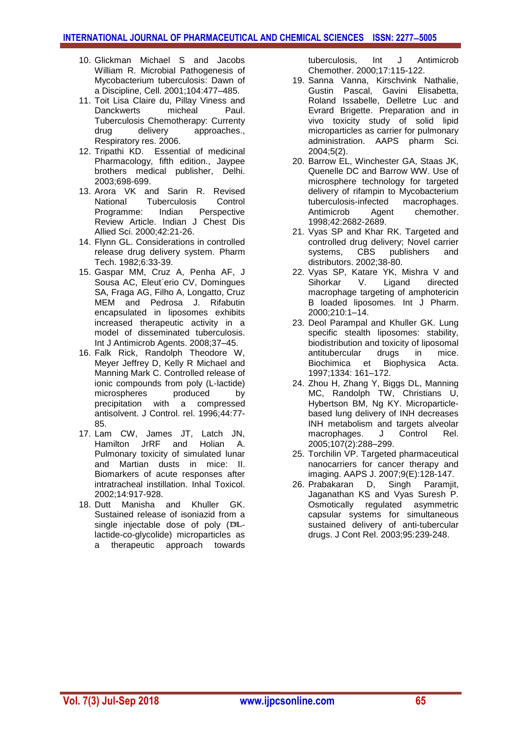10. Glickman Michael S and Jacobs William R. Microbial Pathogenesis of Mycobacterium tuberculosis: Dawn of a Discipline, Cell. 2001;104:477–485.
11. Toit Lisa Claire du, Pillay Viness and Danckwerts micheal Paul. Tuberculosis Chemotherapy: Currenty drug delivery approaches., Respiratory res. 2006.
12. Tripathi KD. Essential of medicinal Pharmacology, fifth edition., Jaypee brothers medical publisher, Delhi. 2003;698-699.
13. Arora VK and Sarin R. Revised National Tuberculosis Control Programme: Indian Perspective Review Article. Indian J Chest Dis Allied Sci. 2000;42:21-26.
14. Flynn GL. Considerations in controlled release drug delivery system. Pharm Tech. 1982;6:33-39.
15. Gaspar MM, Cruz A, Penha AF, J Sousa AC, Eleut´erio CV, Domingues SA, Fraga AG, Filho A, Longatto, Cruz MEM and Pedrosa J. Rifabutin encapsulated in liposomes exhibits increased therapeutic activity in a model of disseminated tuberculosis. Int J Antimicrob Agents. 2008;37–45.
16. Falk Rick, Randolph Theodore W, Meyer Jeffrey D, Kelly R Michael and Manning Mark C. Controlled release of ionic compounds from poly (L-lactide) microspheres produced by precipitation with a compressed antisolvent. J Control. rel. 1996;44:77-85.
17. Lam CW, James JT, Latch JN, Hamilton JrRF and Holian A. Pulmonary toxicity of simulated lunar and Martian dusts in mice: II. Biomarkers of acute responses after intratracheal instillation. Inhal Toxicol. 2002;14:917-928.
18. Dutt Manisha and Khuller GK. Sustained release of isoniazid from a single injectable dose of poly (DL-lactide-co-glycolide) microparticles as a therapeutic approach towards tuberculosis, Int J Antimicrob Chemother. 2000;17:115-122.
19. Sanna Vanna, Kirschvink Nathalie, Gustin Pascal, Gavini Elisabetta, Roland Issabelle, Delletre Luc and Evrard Brigette. Preparation and in vivo toxicity study of solid lipid microparticles as carrier for pulmonary administration. AAPS pharm Sci. 2004;5(2).
20. Barrow EL, Winchester GA, Staas JK, Quenelle DC and Barrow WW. Use of microsphere technology for targeted delivery of rifampin to Mycobacterium tuberculosis-infected macrophages. Antimicrob Agent chemother. 1998;42:2682-2689.
21. Vyas SP and Khar RK. Targeted and controlled drug delivery; Novel carrier systems, CBS publishers and distributors. 2002;38-80.
22. Vyas SP, Katare YK, Mishra V and Sihorkar V. Ligand directed macrophage targeting of amphotericin B loaded liposomes. Int J Pharm. 2000;210:1–14.
23. Deol Parampal and Khuller GK. Lung specific stealth liposomes: stability, biodistribution and toxicity of liposomal antitubercular drugs in mice. Biochimica et Biophysica Acta. 1997;1334: 161–172.
24. Zhou H, Zhang Y, Biggs DL, Manning MC, Randolph TW, Christians U, Hybertson BM, Ng KY. Microparticle-based lung delivery of INH decreases INH metabolism and targets alveolar macrophages. J Control Rel. 2005;107(2):288–299.
25. Torchilin VP. Targeted pharmaceutical nanocarriers for cancer therapy and imaging. AAPS J. 2007;9(E):128-147.
26. Prabakaran D, Singh Paramjit, Jaganathan KS and Vyas Suresh P. Osmotically regulated asymmetric capsular systems for simultaneous sustained delivery of anti-tubercular drugs. J Cont Rel. 2003;95:239-248.